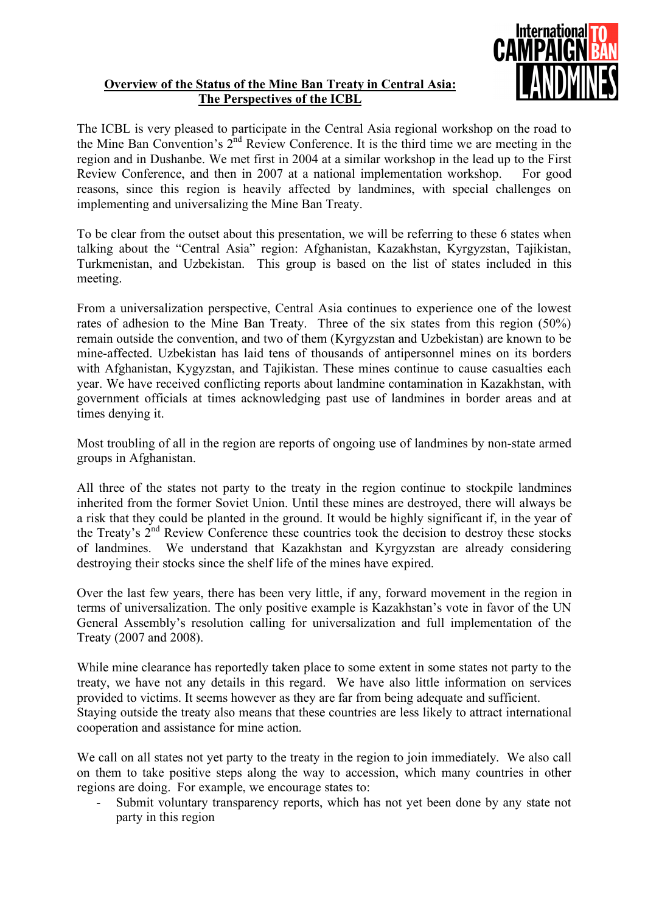**Overview of the Status of the Mine Ban Treaty in Central Asia: The Perspectives of the ICBL**

The ICBL is very pleased to participate in the Central Asia regional workshop on the road to the Mine Ban Convention's 2nd Review Conference. It is the third time we are meeting in the region and in Dushanbe. We met first in 2004 at a similar workshop in the lead up to the First Review Conference, and then in 2007 at a national implementation workshop. For good reasons, since this region is heavily affected by landmines, with special challenges on implementing and universalizing the Mine Ban Treaty.

To be clear from the outset about this presentation, we will be referring to these 6 states when talking about the "Central Asia" region: Afghanistan, Kazakhstan, Kyrgyzstan, Tajikistan, Turkmenistan, and Uzbekistan. This group is based on the list of states included in this meeting.

From a universalization perspective, Central Asia continues to experience one of the lowest rates of adhesion to the Mine Ban Treaty. Three of the six states from this region (50%) remain outside the convention, and two of them (Kyrgyzstan and Uzbekistan) are known to be mine-affected. Uzbekistan has laid tens of thousands of antipersonnel mines on its borders with Afghanistan, Kygyzstan, and Tajikistan. These mines continue to cause casualties each year. We have received conflicting reports about landmine contamination in Kazakhstan, with government officials at times acknowledging past use of landmines in border areas and at times denying it.

Most troubling of all in the region are reports of ongoing use of landmines by non-state armed groups in Afghanistan.

All three of the states not party to the treaty in the region continue to stockpile landmines inherited from the former Soviet Union. Until these mines are destroyed, there will always be a risk that they could be planted in the ground. It would be highly significant if, in the year of the Treaty's 2nd Review Conference these countries took the decision to destroy these stocks of landmines. We understand that Kazakhstan and Kyrgyzstan are already considering destroying their stocks since the shelf life of the mines have expired.

Over the last few years, there has been very little, if any, forward movement in the region in terms of universalization. The only positive example is Kazakhstan's vote in favor of the UN General Assembly's resolution calling for universalization and full implementation of the Treaty (2007 and 2008).

While mine clearance has reportedly taken place to some extent in some states not party to the treaty, we have not any details in this regard. We have also little information on services provided to victims. It seems however as they are far from being adequate and sufficient.
Staying outside the treaty also means that these countries are less likely to attract international cooperation and assistance for mine action.

We call on all states not yet party to the treaty in the region to join immediately. We also call on them to take positive steps along the way to accession, which many countries in other regions are doing. For example, we encourage states to:

- Submit voluntary transparency reports, which has not yet been done by any state not party in this region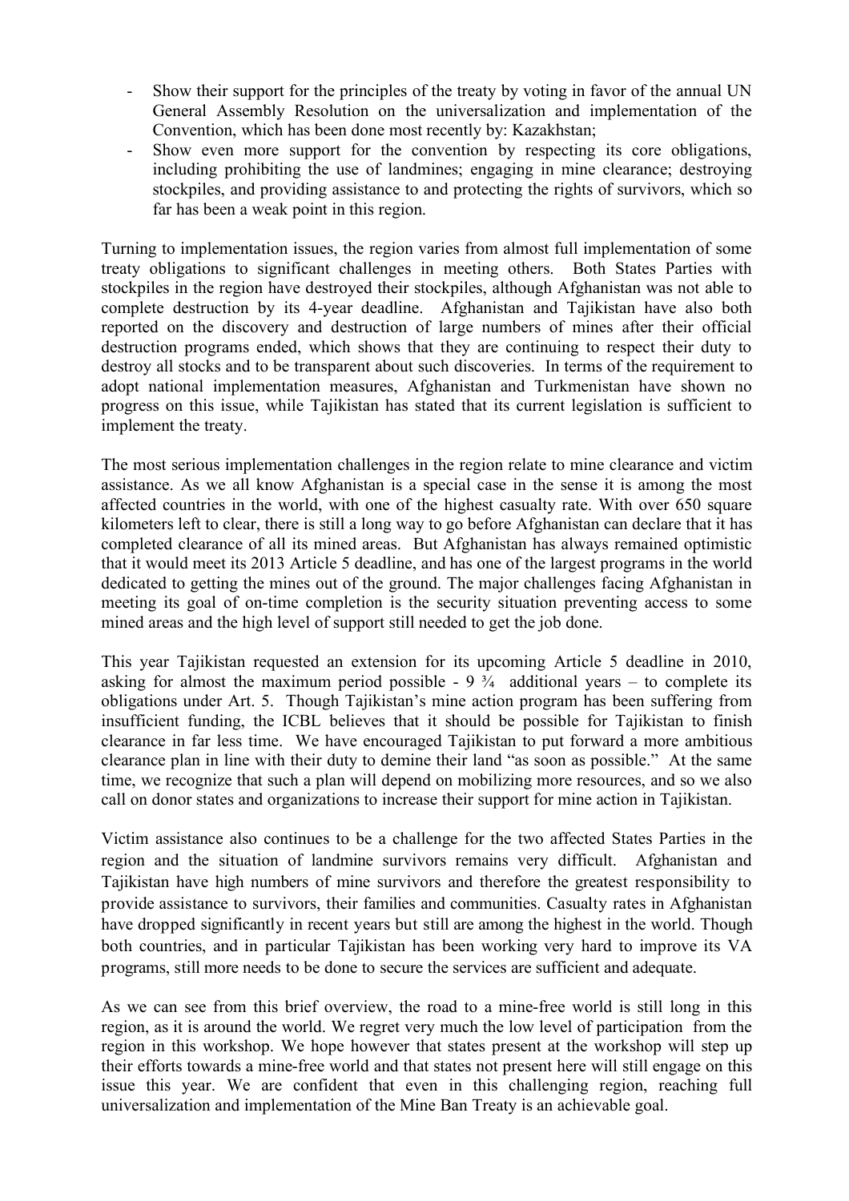- Show their support for the principles of the treaty by voting in favor of the annual UN General Assembly Resolution on the universalization and implementation of the Convention, which has been done most recently by: Kazakhstan;
- Show even more support for the convention by respecting its core obligations, including prohibiting the use of landmines; engaging in mine clearance; destroying stockpiles, and providing assistance to and protecting the rights of survivors, which so far has been a weak point in this region.

Turning to implementation issues, the region varies from almost full implementation of some treaty obligations to significant challenges in meeting others. Both States Parties with stockpiles in the region have destroyed their stockpiles, although Afghanistan was not able to complete destruction by its 4-year deadline. Afghanistan and Tajikistan have also both reported on the discovery and destruction of large numbers of mines after their official destruction programs ended, which shows that they are continuing to respect their duty to destroy all stocks and to be transparent about such discoveries. In terms of the requirement to adopt national implementation measures, Afghanistan and Turkmenistan have shown no progress on this issue, while Tajikistan has stated that its current legislation is sufficient to implement the treaty.

The most serious implementation challenges in the region relate to mine clearance and victim assistance. As we all know Afghanistan is a special case in the sense it is among the most affected countries in the world, with one of the highest casualty rate. With over 650 square kilometers left to clear, there is still a long way to go before Afghanistan can declare that it has completed clearance of all its mined areas. But Afghanistan has always remained optimistic that it would meet its 2013 Article 5 deadline, and has one of the largest programs in the world dedicated to getting the mines out of the ground. The major challenges facing Afghanistan in meeting its goal of on-time completion is the security situation preventing access to some mined areas and the high level of support still needed to get the job done.

This year Tajikistan requested an extension for its upcoming Article 5 deadline in 2010, asking for almost the maximum period possible - 9 ¾ additional years – to complete its obligations under Art. 5. Though Tajikistan's mine action program has been suffering from insufficient funding, the ICBL believes that it should be possible for Tajikistan to finish clearance in far less time. We have encouraged Tajikistan to put forward a more ambitious clearance plan in line with their duty to demine their land "as soon as possible." At the same time, we recognize that such a plan will depend on mobilizing more resources, and so we also call on donor states and organizations to increase their support for mine action in Tajikistan.

Victim assistance also continues to be a challenge for the two affected States Parties in the region and the situation of landmine survivors remains very difficult. Afghanistan and Tajikistan have high numbers of mine survivors and therefore the greatest responsibility to provide assistance to survivors, their families and communities. Casualty rates in Afghanistan have dropped significantly in recent years but still are among the highest in the world. Though both countries, and in particular Tajikistan has been working very hard to improve its VA programs, still more needs to be done to secure the services are sufficient and adequate.

As we can see from this brief overview, the road to a mine-free world is still long in this region, as it is around the world. We regret very much the low level of participation from the region in this workshop. We hope however that states present at the workshop will step up their efforts towards a mine-free world and that states not present here will still engage on this issue this year. We are confident that even in this challenging region, reaching full universalization and implementation of the Mine Ban Treaty is an achievable goal.